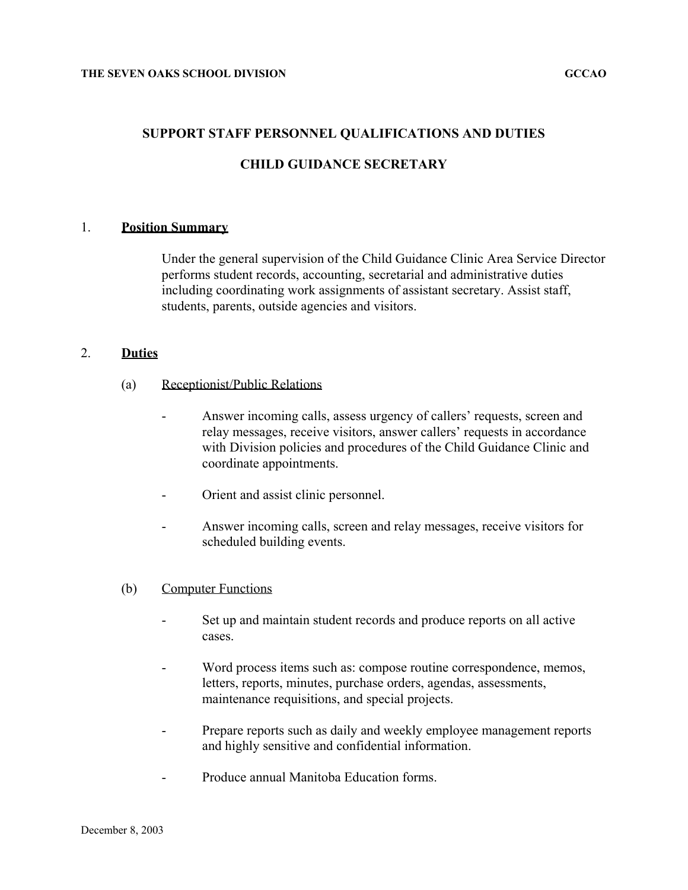**THE SEVEN OAKS SCHOOL DIVISION** **GCCAO**

# SUPPORT STAFF PERSONNEL QUALIFICATIONS AND DUTIES

# CHILD GUIDANCE SECRETARY

## 1. Position Summary

Under the general supervision of the Child Guidance Clinic Area Service Director performs student records, accounting, secretarial and administrative duties including coordinating work assignments of assistant secretary. Assist staff, students, parents, outside agencies and visitors.

## 2. Duties

### (a) Receptionist/Public Relations

- Answer incoming calls, assess urgency of callers' requests, screen and relay messages, receive visitors, answer callers' requests in accordance with Division policies and procedures of the Child Guidance Clinic and coordinate appointments.
- Orient and assist clinic personnel.
- Answer incoming calls, screen and relay messages, receive visitors for scheduled building events.

### (b) Computer Functions

- Set up and maintain student records and produce reports on all active cases.
- Word process items such as: compose routine correspondence, memos, letters, reports, minutes, purchase orders, agendas, assessments, maintenance requisitions, and special projects.
- Prepare reports such as daily and weekly employee management reports and highly sensitive and confidential information.
- Produce annual Manitoba Education forms.

December 8, 2003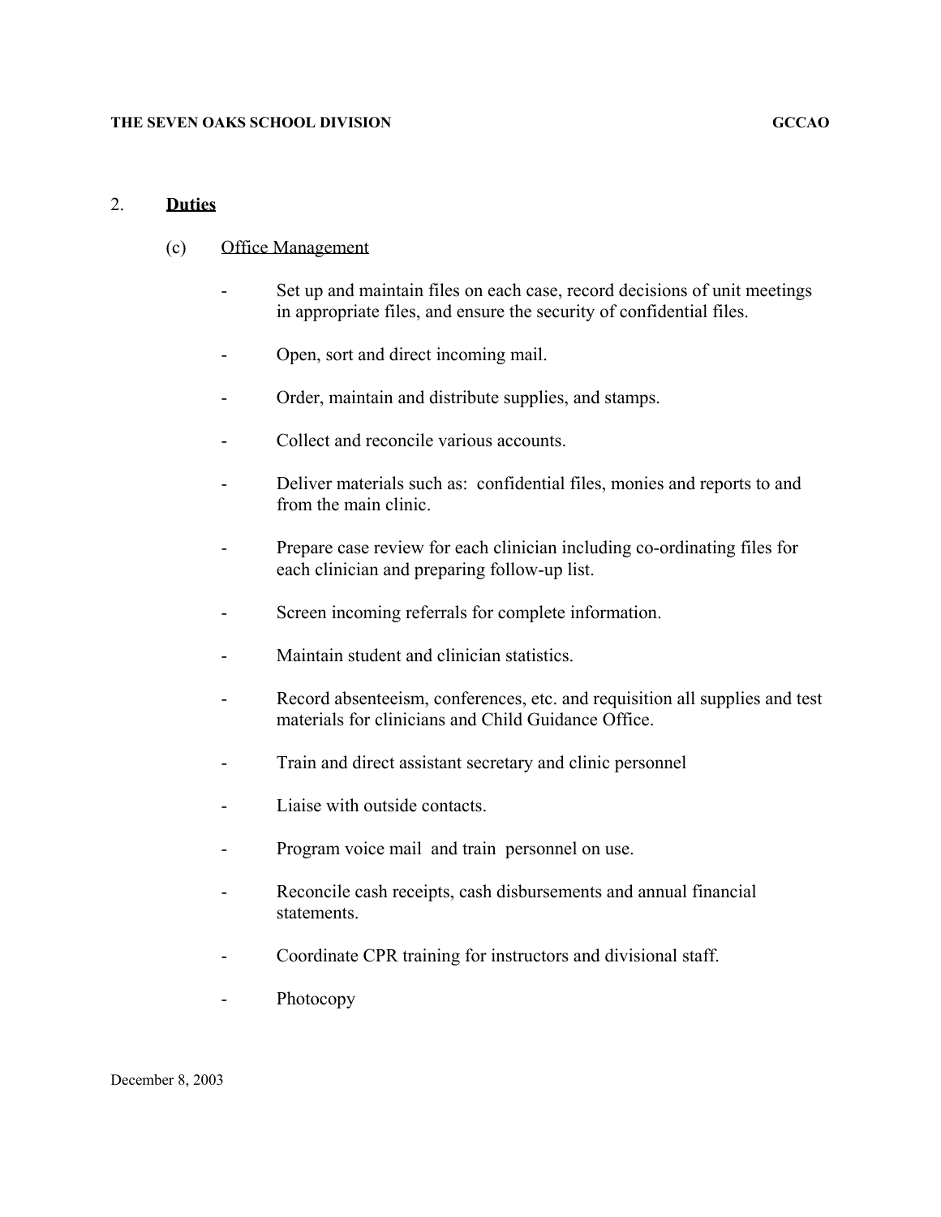## 2. **Duties**

### (c) Office Management

- Set up and maintain files on each case, record decisions of unit meetings in appropriate files, and ensure the security of confidential files.
- Open, sort and direct incoming mail.
- Order, maintain and distribute supplies, and stamps.
- Collect and reconcile various accounts.
- Deliver materials such as: confidential files, monies and reports to and from the main clinic.
- Prepare case review for each clinician including co-ordinating files for each clinician and preparing follow-up list.
- Screen incoming referrals for complete information.
- Maintain student and clinician statistics.
- Record absenteeism, conferences, etc. and requisition all supplies and test materials for clinicians and Child Guidance Office.
- Train and direct assistant secretary and clinic personnel
- Liaise with outside contacts.
- Program voice mail and train personnel on use.
- Reconcile cash receipts, cash disbursements and annual financial statements.
- Coordinate CPR training for instructors and divisional staff.
- Photocopy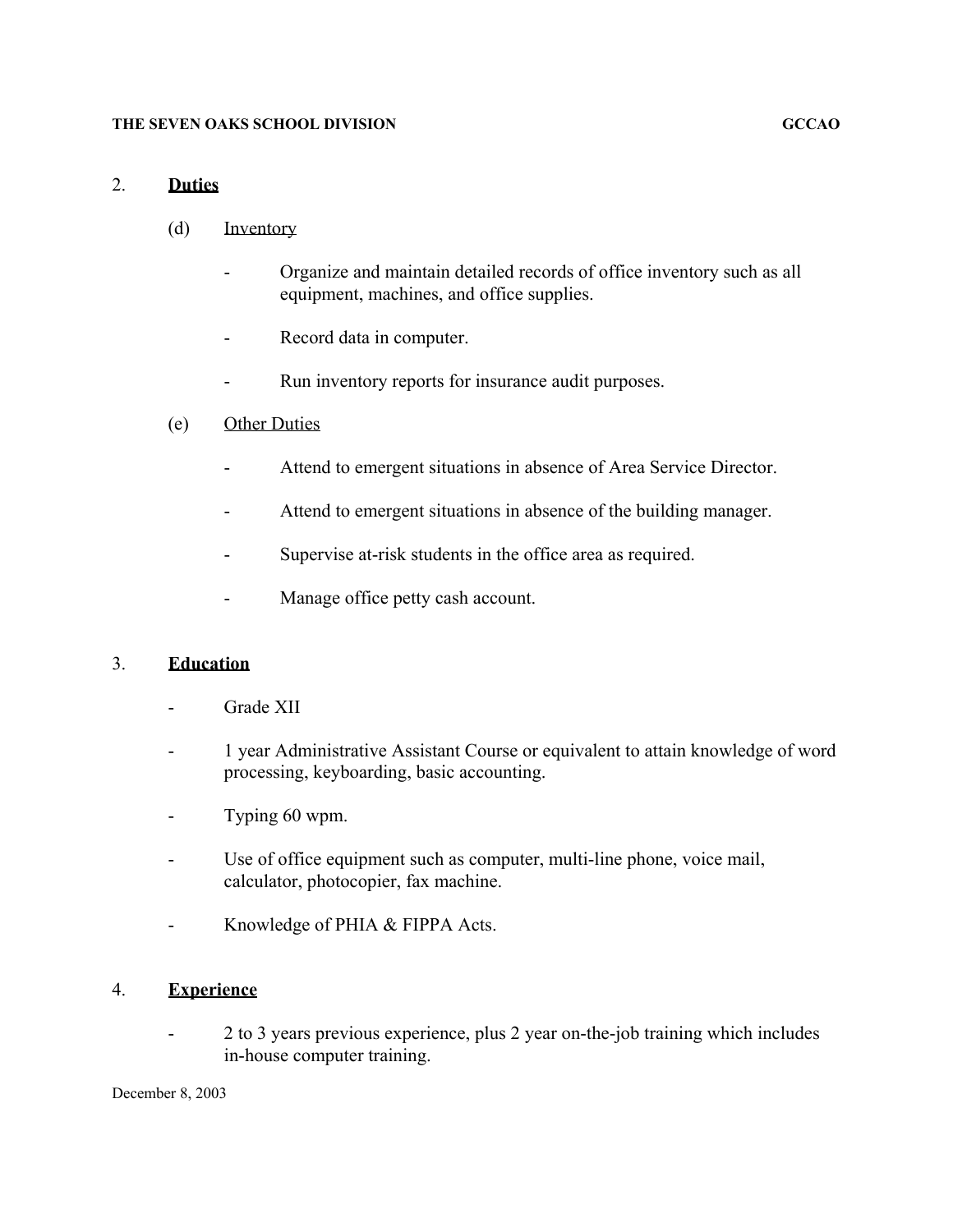## 2. **Duties**

### (d) Inventory

- Organize and maintain detailed records of office inventory such as all equipment, machines, and office supplies.
- Record data in computer.
- Run inventory reports for insurance audit purposes.

### (e) Other Duties

- Attend to emergent situations in absence of Area Service Director.
- Attend to emergent situations in absence of the building manager.
- Supervise at-risk students in the office area as required.
- Manage office petty cash account.

## 3. **Education**

- Grade XII
- 1 year Administrative Assistant Course or equivalent to attain knowledge of word processing, keyboarding, basic accounting.
- Typing 60 wpm.
- Use of office equipment such as computer, multi-line phone, voice mail, calculator, photocopier, fax machine.
- Knowledge of PHIA & FIPPA Acts.

## 4. **Experience**

- 2 to 3 years previous experience, plus 2 year on-the-job training which includes in-house computer training.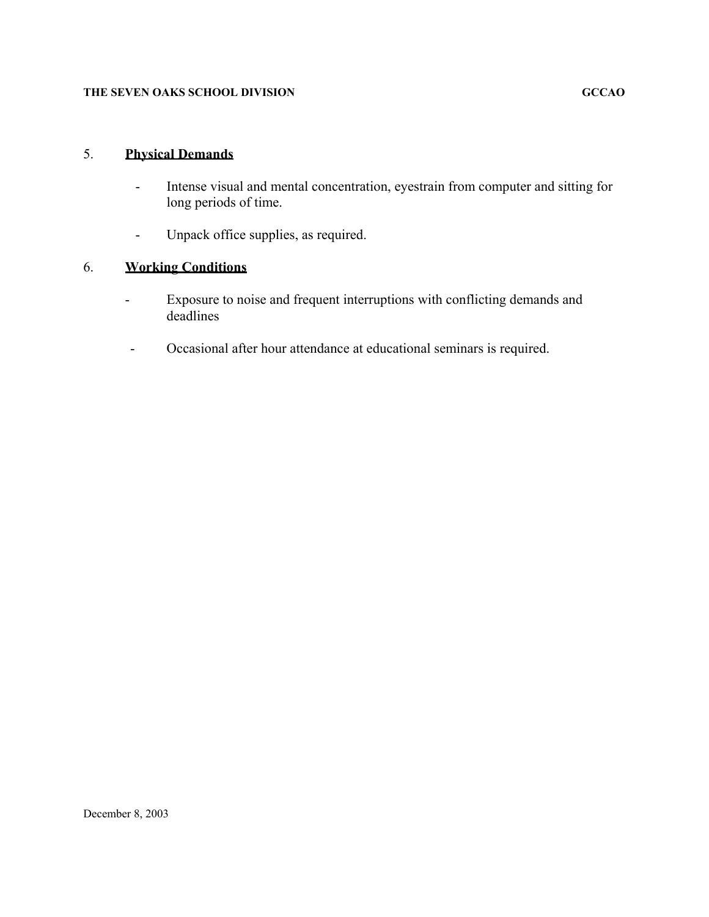5. **Physical Demands**

- Intense visual and mental concentration, eyestrain from computer and sitting for long periods of time.

- Unpack office supplies, as required.

6. **Working Conditions**

- Exposure to noise and frequent interruptions with conflicting demands and deadlines

- Occasional after hour attendance at educational seminars is required.

December 8, 2003